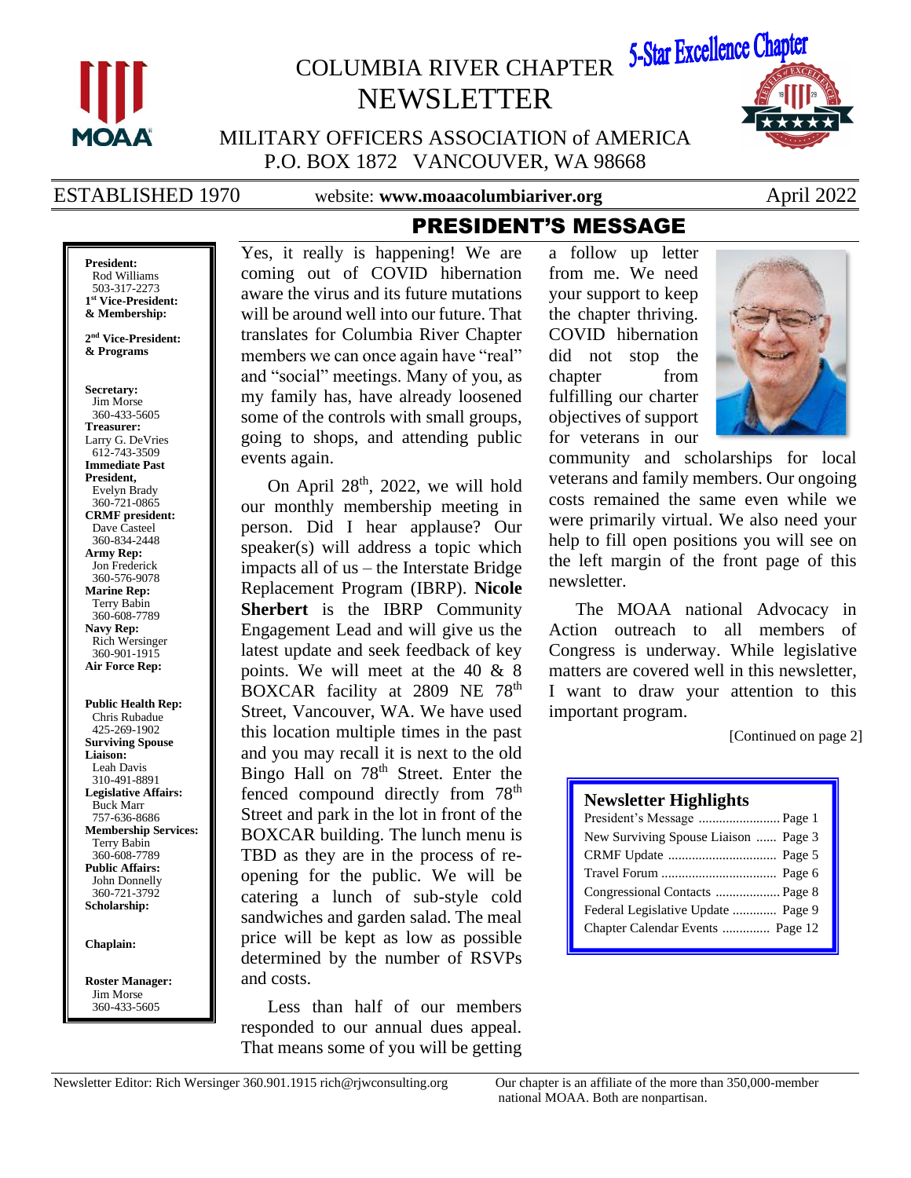# COLUMBIA RIVER CHAPTER NEWSLETTER

5-Star Excellence Chapter

MILITARY OFFICERS ASSOCIATION of AMERICA
P.O. BOX 1872 VANCOUVER, WA 98668

ESTABLISHED 1970 website: **www.moaacolumbiariver.org** April 2022

**President:**
Rod Williams
503-317-2273
**1st Vice-President: & Membership:**

**2nd Vice-President: & Programs**

**Secretary:**
Jim Morse
360-433-5605
**Treasurer:**
Larry G. DeVries
612-743-3509
**Immediate Past President,**
Evelyn Brady
360-721-0865
**CRMF president:**
Dave Casteel
360-834-2448
**Army Rep:**
Jon Frederick
360-576-9078
**Marine Rep:**
Terry Babin
360-608-7789
**Navy Rep:**
Rich Wersinger
360-901-1915
**Air Force Rep:**

**Public Health Rep:**
Chris Rubadue
425-269-1902
**Surviving Spouse Liaison:**
Leah Davis
310-491-8891
**Legislative Affairs:**
Buck Marr
757-636-8686
**Membership Services:**
Terry Babin
360-608-7789
**Public Affairs:**
John Donnelly
360-721-3792
**Scholarship:**

**Chaplain:**

**Roster Manager:**
Jim Morse
360-433-5605

## PRESIDENT'S MESSAGE

Yes, it really is happening! We are coming out of COVID hibernation aware the virus and its future mutations will be around well into our future. That translates for Columbia River Chapter members we can once again have "real" and "social" meetings. Many of you, as my family has, have already loosened some of the controls with small groups, going to shops, and attending public events again.

On April 28th, 2022, we will hold our monthly membership meeting in person. Did I hear applause? Our speaker(s) will address a topic which impacts all of us – the Interstate Bridge Replacement Program (IBRP). **Nicole Sherbert** is the IBRP Community Engagement Lead and will give us the latest update and seek feedback of key points. We will meet at the 40 & 8 BOXCAR facility at 2809 NE 78th Street, Vancouver, WA. We have used this location multiple times in the past and you may recall it is next to the old Bingo Hall on 78th Street. Enter the fenced compound directly from 78th Street and park in the lot in front of the BOXCAR building. The lunch menu is TBD as they are in the process of re-opening for the public. We will be catering a lunch of sub-style cold sandwiches and garden salad. The meal price will be kept as low as possible determined by the number of RSVPs and costs.

Less than half of our members responded to our annual dues appeal. That means some of you will be getting a follow up letter from me. We need your support to keep the chapter thriving. COVID hibernation did not stop the chapter from fulfilling our charter objectives of support for veterans in our community and scholarships for local veterans and family members. Our ongoing costs remained the same even while we were primarily virtual. We also need your help to fill open positions you will see on the left margin of the front page of this newsletter.

The MOAA national Advocacy in Action outreach to all members of Congress is underway. While legislative matters are covered well in this newsletter, I want to draw your attention to this important program.

[Continued on page 2]

### Newsletter Highlights

| | |
|---|---|
| President's Message | Page 1 |
| New Surviving Spouse Liaison | Page 3 |
| CRMF Update | Page 5 |
| Travel Forum | Page 6 |
| Congressional Contacts | Page 8 |
| Federal Legislative Update | Page 9 |
| Chapter Calendar Events | Page 12 |

Newsletter Editor: Rich Wersinger 360.901.1915 rich@rjwconsulting.org

Our chapter is an affiliate of the more than 350,000-member national MOAA. Both are nonpartisan.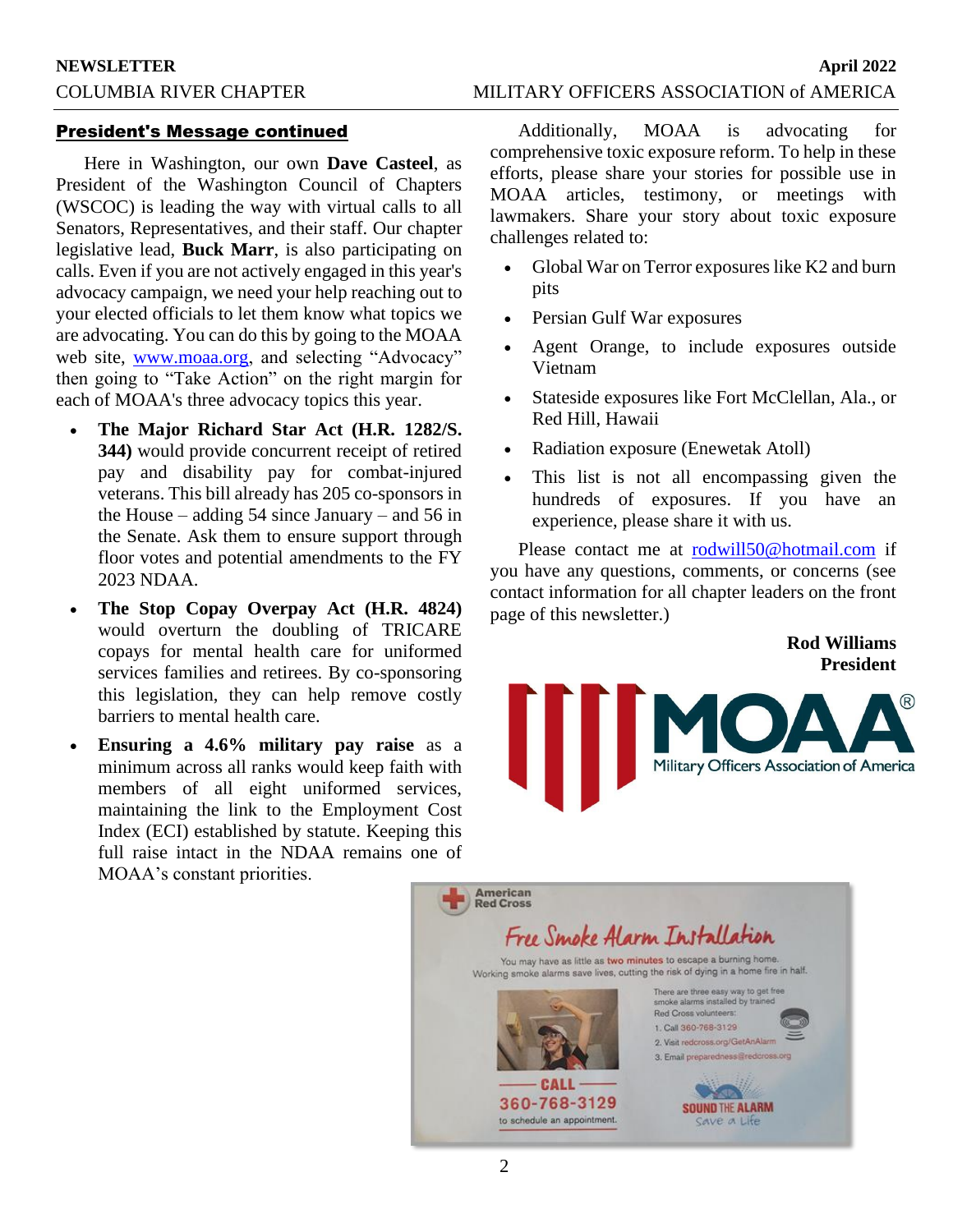## President's Message continued

Here in Washington, our own **Dave Casteel**, as President of the Washington Council of Chapters (WSCOC) is leading the way with virtual calls to all Senators, Representatives, and their staff. Our chapter legislative lead, **Buck Marr**, is also participating on calls. Even if you are not actively engaged in this year's advocacy campaign, we need your help reaching out to your elected officials to let them know what topics we are advocating. You can do this by going to the MOAA web site, www.moaa.org, and selecting "Advocacy" then going to "Take Action" on the right margin for each of MOAA's three advocacy topics this year.

- **The Major Richard Star Act (H.R. 1282/S. 344)** would provide concurrent receipt of retired pay and disability pay for combat-injured veterans. This bill already has 205 co-sponsors in the House – adding 54 since January – and 56 in the Senate. Ask them to ensure support through floor votes and potential amendments to the FY 2023 NDAA.
- **The Stop Copay Overpay Act (H.R. 4824)** would overturn the doubling of TRICARE copays for mental health care for uniformed services families and retirees. By co-sponsoring this legislation, they can help remove costly barriers to mental health care.
- **Ensuring a 4.6% military pay raise** as a minimum across all ranks would keep faith with members of all eight uniformed services, maintaining the link to the Employment Cost Index (ECI) established by statute. Keeping this full raise intact in the NDAA remains one of MOAA's constant priorities.

Additionally, MOAA is advocating for comprehensive toxic exposure reform. To help in these efforts, please share your stories for possible use in MOAA articles, testimony, or meetings with lawmakers. Share your story about toxic exposure challenges related to:

- Global War on Terror exposures like K2 and burn pits
- Persian Gulf War exposures
- Agent Orange, to include exposures outside Vietnam
- Stateside exposures like Fort McClellan, Ala., or Red Hill, Hawaii
- Radiation exposure (Enewetak Atoll)
- This list is not all encompassing given the hundreds of exposures. If you have an experience, please share it with us.

Please contact me at rodwill50@hotmail.com if you have any questions, comments, or concerns (see contact information for all chapter leaders on the front page of this newsletter.)

**Rod Williams**
**President**

MOAA® Military Officers Association of America

American Red Cross

**Free Smoke Alarm Installation**

You may have as little as two minutes to escape a burning home. Working smoke alarms save lives, cutting the risk of dying in a home fire in half.

There are three easy way to get free smoke alarms installed by trained Red Cross volunteers:

1. Call 360-768-3129
2. Visit redcross.org/GetAnAlarm
3. Email preparedness@redcross.org

CALL 360-768-3129 to schedule an appointment.

SOUND THE ALARM Save a Life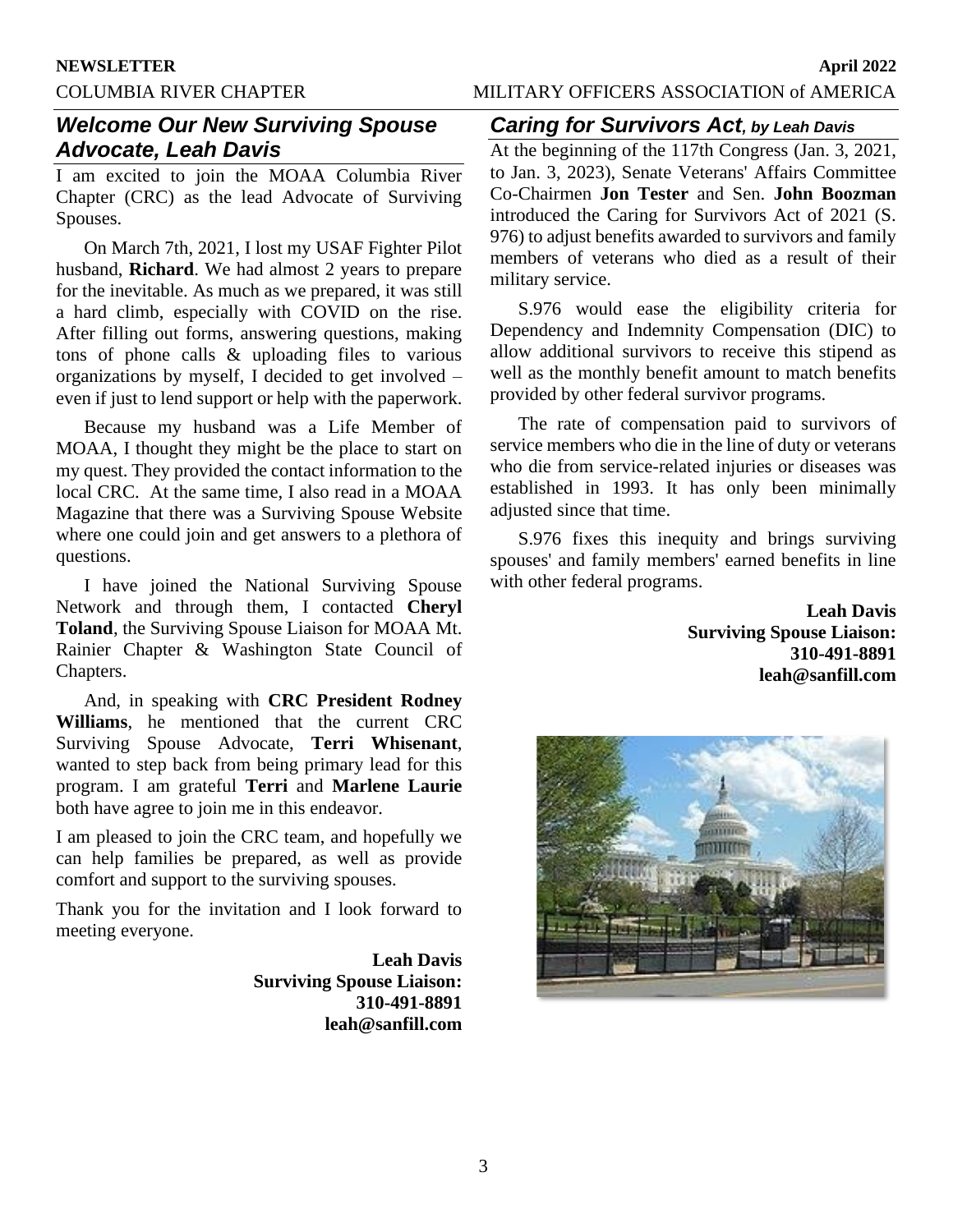## *Welcome Our New Surviving Spouse Advocate, Leah Davis*

I am excited to join the MOAA Columbia River Chapter (CRC) as the lead Advocate of Surviving Spouses.

On March 7th, 2021, I lost my USAF Fighter Pilot husband, **Richard**. We had almost 2 years to prepare for the inevitable. As much as we prepared, it was still a hard climb, especially with COVID on the rise. After filling out forms, answering questions, making tons of phone calls & uploading files to various organizations by myself, I decided to get involved – even if just to lend support or help with the paperwork.

Because my husband was a Life Member of MOAA, I thought they might be the place to start on my quest. They provided the contact information to the local CRC. At the same time, I also read in a MOAA Magazine that there was a Surviving Spouse Website where one could join and get answers to a plethora of questions.

I have joined the National Surviving Spouse Network and through them, I contacted **Cheryl Toland**, the Surviving Spouse Liaison for MOAA Mt. Rainier Chapter & Washington State Council of Chapters.

And, in speaking with **CRC President Rodney Williams**, he mentioned that the current CRC Surviving Spouse Advocate, **Terri Whisenant**, wanted to step back from being primary lead for this program. I am grateful **Terri** and **Marlene Laurie** both have agree to join me in this endeavor.

I am pleased to join the CRC team, and hopefully we can help families be prepared, as well as provide comfort and support to the surviving spouses.

Thank you for the invitation and I look forward to meeting everyone.

**Leah Davis**
**Surviving Spouse Liaison:**
**310-491-8891**
**leah@sanfill.com**

## *Caring for Survivors Act, by Leah Davis*

At the beginning of the 117th Congress (Jan. 3, 2021, to Jan. 3, 2023), Senate Veterans' Affairs Committee Co-Chairmen **Jon Tester** and Sen. **John Boozman** introduced the Caring for Survivors Act of 2021 (S. 976) to adjust benefits awarded to survivors and family members of veterans who died as a result of their military service.

S.976 would ease the eligibility criteria for Dependency and Indemnity Compensation (DIC) to allow additional survivors to receive this stipend as well as the monthly benefit amount to match benefits provided by other federal survivor programs.

The rate of compensation paid to survivors of service members who die in the line of duty or veterans who die from service-related injuries or diseases was established in 1993. It has only been minimally adjusted since that time.

S.976 fixes this inequity and brings surviving spouses' and family members' earned benefits in line with other federal programs.

**Leah Davis**
**Surviving Spouse Liaison:**
**310-491-8891**
**leah@sanfill.com**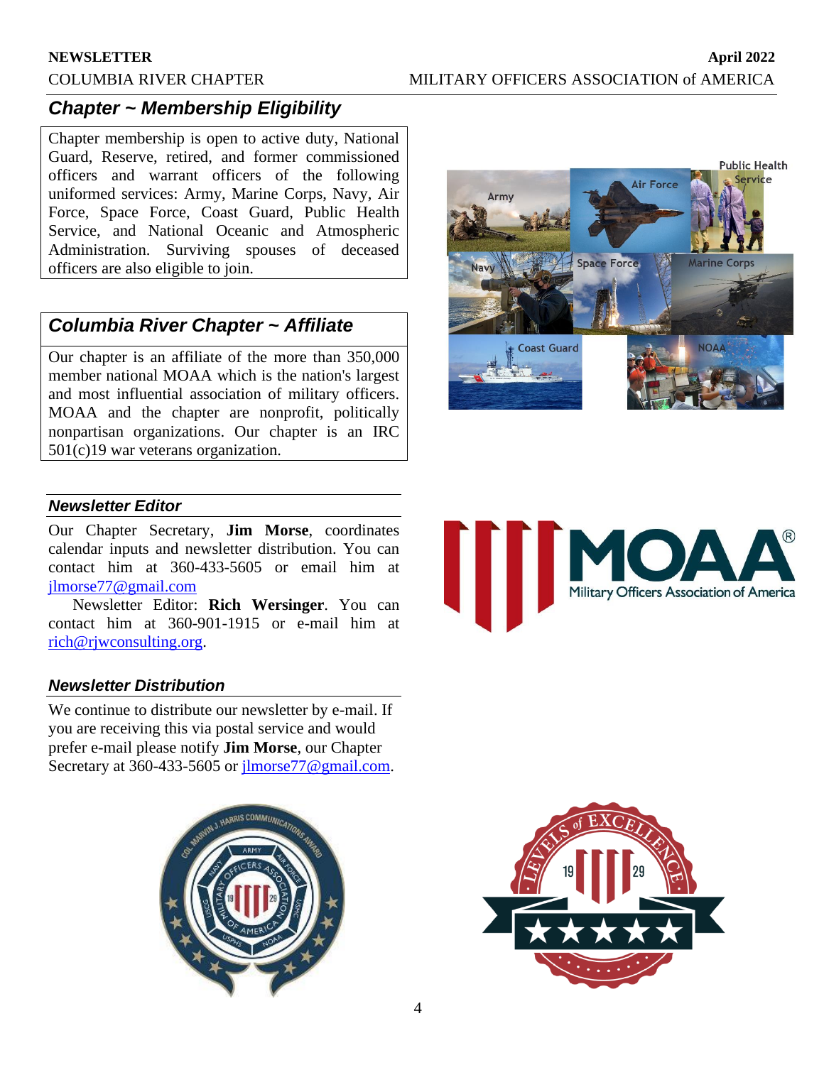## *Chapter ~ Membership Eligibility*

Chapter membership is open to active duty, National Guard, Reserve, retired, and former commissioned officers and warrant officers of the following uniformed services: Army, Marine Corps, Navy, Air Force, Space Force, Coast Guard, Public Health Service, and National Oceanic and Atmospheric Administration. Surviving spouses of deceased officers are also eligible to join.

## *Columbia River Chapter ~ Affiliate*

Our chapter is an affiliate of the more than 350,000 member national MOAA which is the nation's largest and most influential association of military officers. MOAA and the chapter are nonprofit, politically nonpartisan organizations. Our chapter is an IRC 501(c)19 war veterans organization.

### *Newsletter Editor*

Our Chapter Secretary, **Jim Morse**, coordinates calendar inputs and newsletter distribution. You can contact him at 360-433-5605 or email him at jlmorse77@gmail.com

Newsletter Editor: **Rich Wersinger**. You can contact him at 360-901-1915 or e-mail him at rich@rjwconsulting.org.

### *Newsletter Distribution*

We continue to distribute our newsletter by e-mail. If you are receiving this via postal service and would prefer e-mail please notify **Jim Morse**, our Chapter Secretary at 360-433-5605 or jlmorse77@gmail.com.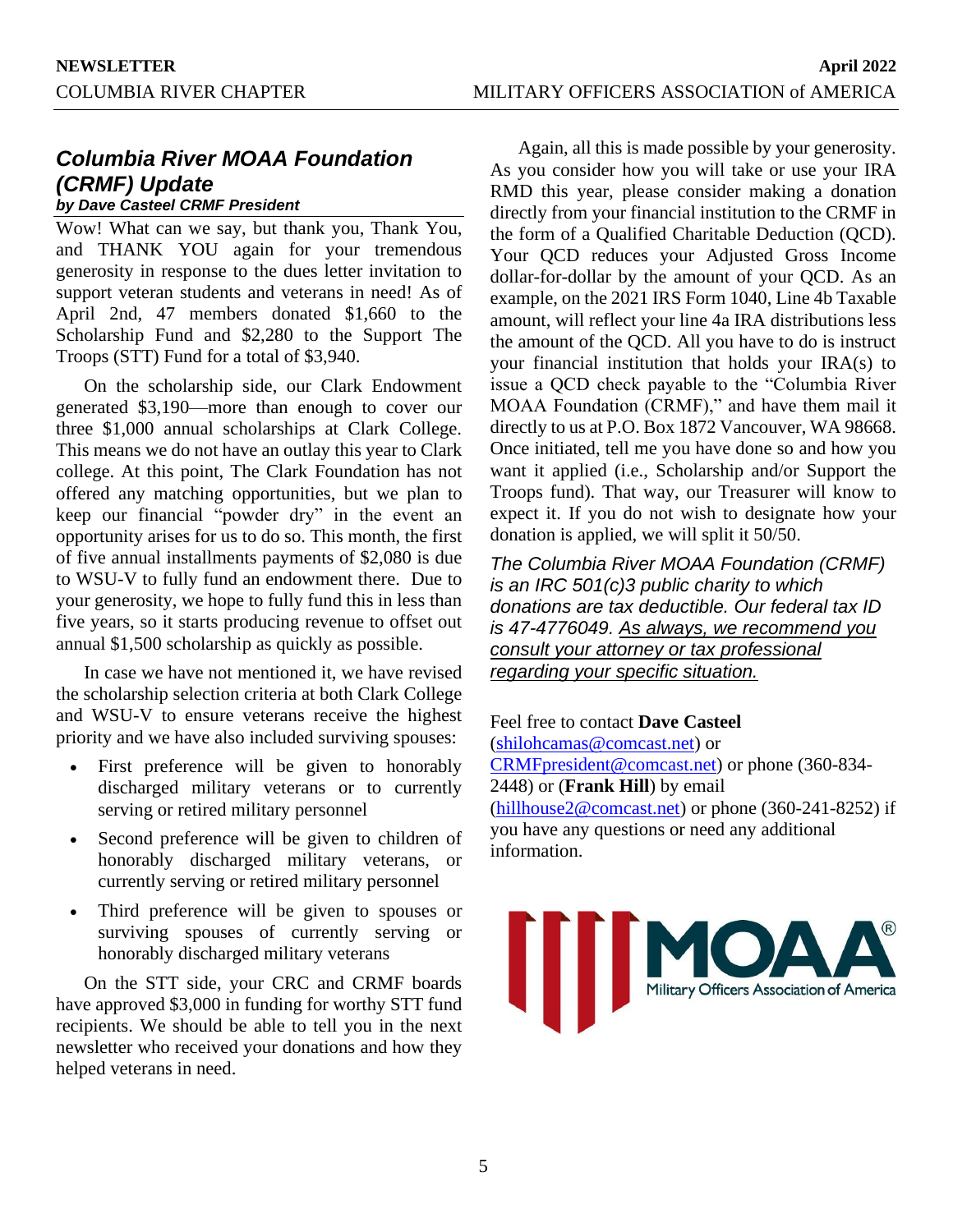## *Columbia River MOAA Foundation (CRMF) Update*

***by Dave Casteel CRMF President***

Wow! What can we say, but thank you, Thank You, and THANK YOU again for your tremendous generosity in response to the dues letter invitation to support veteran students and veterans in need! As of April 2nd, 47 members donated $1,660 to the Scholarship Fund and $2,280 to the Support The Troops (STT) Fund for a total of $3,940.

On the scholarship side, our Clark Endowment generated $3,190—more than enough to cover our three $1,000 annual scholarships at Clark College. This means we do not have an outlay this year to Clark college. At this point, The Clark Foundation has not offered any matching opportunities, but we plan to keep our financial "powder dry" in the event an opportunity arises for us to do so. This month, the first of five annual installments payments of $2,080 is due to WSU-V to fully fund an endowment there. Due to your generosity, we hope to fully fund this in less than five years, so it starts producing revenue to offset out annual $1,500 scholarship as quickly as possible.

In case we have not mentioned it, we have revised the scholarship selection criteria at both Clark College and WSU-V to ensure veterans receive the highest priority and we have also included surviving spouses:

- First preference will be given to honorably discharged military veterans or to currently serving or retired military personnel
- Second preference will be given to children of honorably discharged military veterans, or currently serving or retired military personnel
- Third preference will be given to spouses or surviving spouses of currently serving or honorably discharged military veterans

On the STT side, your CRC and CRMF boards have approved $3,000 in funding for worthy STT fund recipients. We should be able to tell you in the next newsletter who received your donations and how they helped veterans in need.

Again, all this is made possible by your generosity. As you consider how you will take or use your IRA RMD this year, please consider making a donation directly from your financial institution to the CRMF in the form of a Qualified Charitable Deduction (QCD). Your QCD reduces your Adjusted Gross Income dollar-for-dollar by the amount of your QCD. As an example, on the 2021 IRS Form 1040, Line 4b Taxable amount, will reflect your line 4a IRA distributions less the amount of the QCD. All you have to do is instruct your financial institution that holds your IRA(s) to issue a QCD check payable to the "Columbia River MOAA Foundation (CRMF)," and have them mail it directly to us at P.O. Box 1872 Vancouver, WA 98668. Once initiated, tell me you have done so and how you want it applied (i.e., Scholarship and/or Support the Troops fund). That way, our Treasurer will know to expect it. If you do not wish to designate how your donation is applied, we will split it 50/50.

*The Columbia River MOAA Foundation (CRMF) is an IRC 501(c)3 public charity to which donations are tax deductible. Our federal tax ID is 47-4776049. As always, we recommend you consult your attorney or tax professional regarding your specific situation.*

Feel free to contact **Dave Casteel** (shilohcamas@comcast.net) or CRMFpresident@comcast.net) or phone (360-834-2448) or (**Frank Hill**) by email (hillhouse2@comcast.net) or phone (360-241-8252) if you have any questions or need any additional information.

MOAA® Military Officers Association of America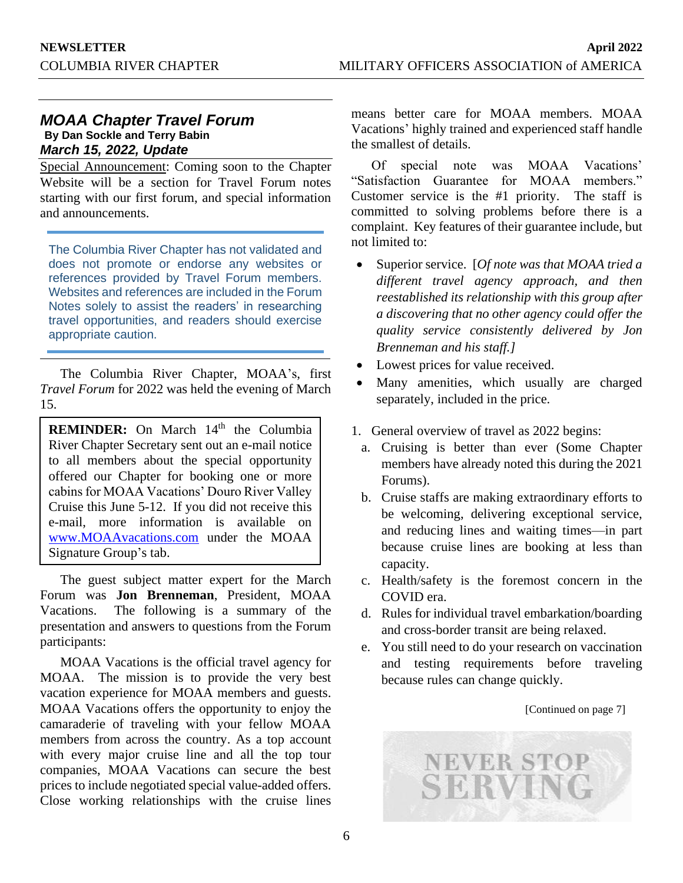## *MOAA Chapter Travel Forum*

**By Dan Sockle and Terry Babin**

***March 15, 2022, Update***

Special Announcement: Coming soon to the Chapter Website will be a section for Travel Forum notes starting with our first forum, and special information and announcements.

> The Columbia River Chapter has not validated and does not promote or endorse any websites or references provided by Travel Forum members. Websites and references are included in the Forum Notes solely to assist the readers' in researching travel opportunities, and readers should exercise appropriate caution.

The Columbia River Chapter, MOAA's, first *Travel Forum* for 2022 was held the evening of March 15.

> **REMINDER:** On March 14th the Columbia River Chapter Secretary sent out an e-mail notice to all members about the special opportunity offered our Chapter for booking one or more cabins for MOAA Vacations' Douro River Valley Cruise this June 5-12. If you did not receive this e-mail, more information is available on www.MOAAvacations.com under the MOAA Signature Group's tab.

The guest subject matter expert for the March Forum was **Jon Brenneman**, President, MOAA Vacations. The following is a summary of the presentation and answers to questions from the Forum participants:

MOAA Vacations is the official travel agency for MOAA. The mission is to provide the very best vacation experience for MOAA members and guests. MOAA Vacations offers the opportunity to enjoy the camaraderie of traveling with your fellow MOAA members from across the country. As a top account with every major cruise line and all the top tour companies, MOAA Vacations can secure the best prices to include negotiated special value-added offers. Close working relationships with the cruise lines means better care for MOAA members. MOAA Vacations' highly trained and experienced staff handle the smallest of details.

Of special note was MOAA Vacations' "Satisfaction Guarantee for MOAA members." Customer service is the #1 priority. The staff is committed to solving problems before there is a complaint. Key features of their guarantee include, but not limited to:

- Superior service. [*Of note was that MOAA tried a different travel agency approach, and then reestablished its relationship with this group after a discovering that no other agency could offer the quality service consistently delivered by Jon Brenneman and his staff.]*
- Lowest prices for value received.
- Many amenities, which usually are charged separately, included in the price.

1. General overview of travel as 2022 begins:
   a. Cruising is better than ever (Some Chapter members have already noted this during the 2021 Forums).
   b. Cruise staffs are making extraordinary efforts to be welcoming, delivering exceptional service, and reducing lines and waiting times—in part because cruise lines are booking at less than capacity.
   c. Health/safety is the foremost concern in the COVID era.
   d. Rules for individual travel embarkation/boarding and cross-border transit are being relaxed.
   e. You still need to do your research on vaccination and testing requirements before traveling because rules can change quickly.

[Continued on page 7]

NEVER STOP SERVING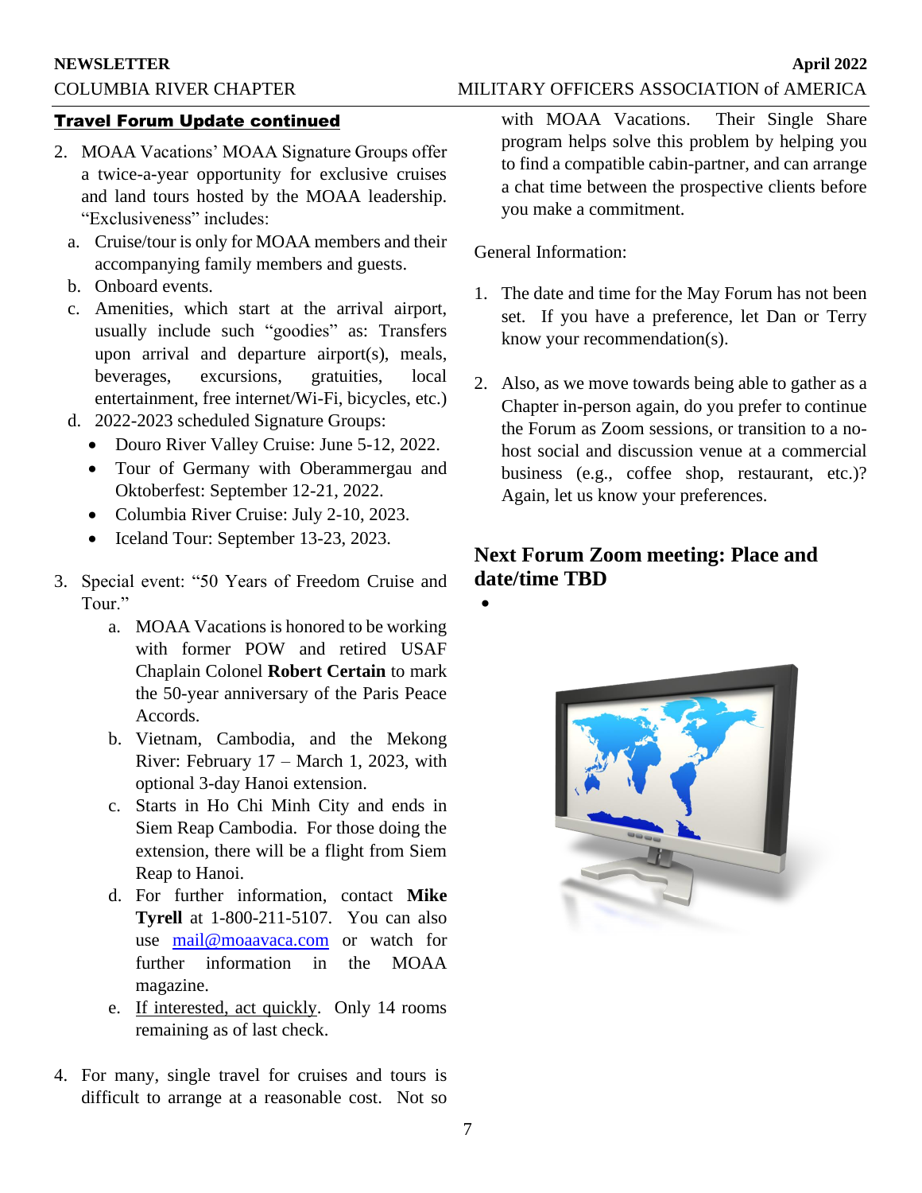## Travel Forum Update continued

2. MOAA Vacations' MOAA Signature Groups offer a twice-a-year opportunity for exclusive cruises and land tours hosted by the MOAA leadership. "Exclusiveness" includes:
   a. Cruise/tour is only for MOAA members and their accompanying family members and guests.
   b. Onboard events.
   c. Amenities, which start at the arrival airport, usually include such "goodies" as: Transfers upon arrival and departure airport(s), meals, beverages, excursions, gratuities, local entertainment, free internet/Wi-Fi, bicycles, etc.)
   d. 2022-2023 scheduled Signature Groups:
      - Douro River Valley Cruise: June 5-12, 2022.
      - Tour of Germany with Oberammergau and Oktoberfest: September 12-21, 2022.
      - Columbia River Cruise: July 2-10, 2023.
      - Iceland Tour: September 13-23, 2023.

3. Special event: "50 Years of Freedom Cruise and Tour."
   a. MOAA Vacations is honored to be working with former POW and retired USAF Chaplain Colonel **Robert Certain** to mark the 50-year anniversary of the Paris Peace Accords.
   b. Vietnam, Cambodia, and the Mekong River: February 17 – March 1, 2023, with optional 3-day Hanoi extension.
   c. Starts in Ho Chi Minh City and ends in Siem Reap Cambodia. For those doing the extension, there will be a flight from Siem Reap to Hanoi.
   d. For further information, contact **Mike Tyrell** at 1-800-211-5107. You can also use mail@moaavaca.com or watch for further information in the MOAA magazine.
   e. If interested, act quickly. Only 14 rooms remaining as of last check.

4. For many, single travel for cruises and tours is difficult to arrange at a reasonable cost. Not so with MOAA Vacations. Their Single Share program helps solve this problem by helping you to find a compatible cabin-partner, and can arrange a chat time between the prospective clients before you make a commitment.

General Information:

1. The date and time for the May Forum has not been set. If you have a preference, let Dan or Terry know your recommendation(s).

2. Also, as we move towards being able to gather as a Chapter in-person again, do you prefer to continue the Forum as Zoom sessions, or transition to a no-host social and discussion venue at a commercial business (e.g., coffee shop, restaurant, etc.)? Again, let us know your preferences.

### Next Forum Zoom meeting: Place and date/time TBD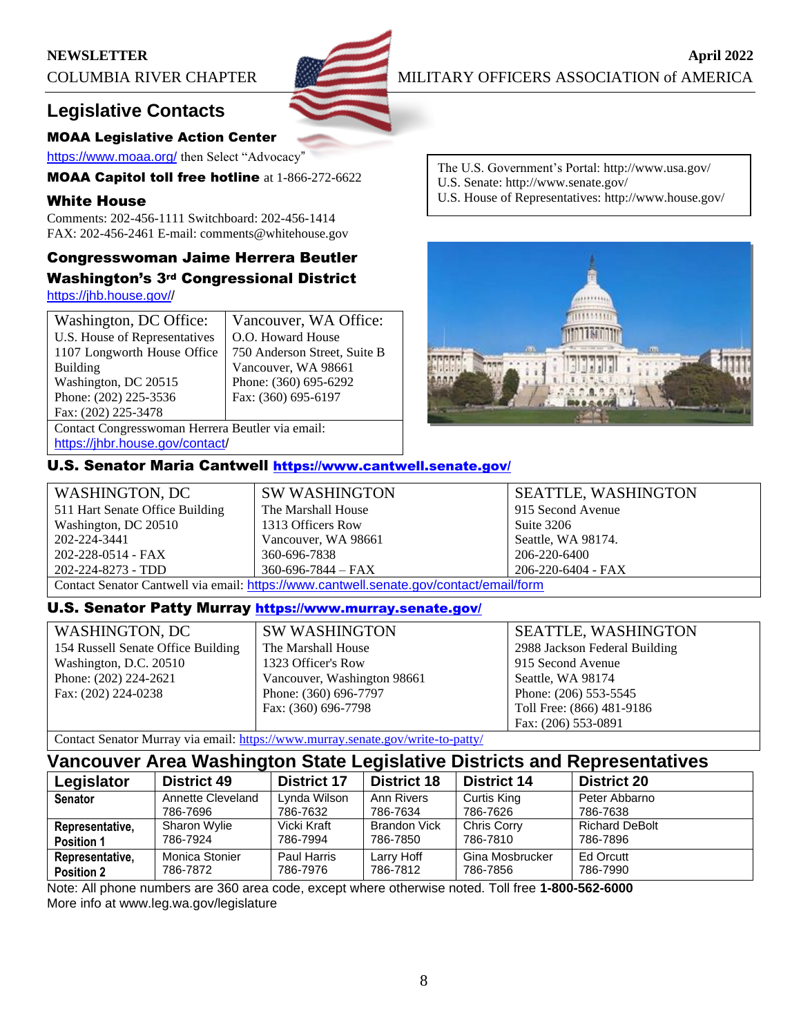## Legislative Contacts

### MOAA Legislative Action Center

https://www.moaa.org/ then Select "Advocacy"

**MOAA Capitol toll free hotline** at 1-866-272-6622

### White House

Comments: 202-456-1111 Switchboard: 202-456-1414
FAX: 202-456-2461 E-mail: comments@whitehouse.gov

The U.S. Government's Portal: http://www.usa.gov/
U.S. Senate: http://www.senate.gov/
U.S. House of Representatives: http://www.house.gov/

### Congresswoman Jaime Herrera Beutler
### Washington's 3rd Congressional District

https://jhb.house.gov//

| Washington, DC Office: | Vancouver, WA Office: |
|---|---|
| U.S. House of Representatives<br>1107 Longworth House Office Building<br>Washington, DC 20515<br>Phone: (202) 225-3536<br>Fax: (202) 225-3478 | O.O. Howard House<br>750 Anderson Street, Suite B<br>Vancouver, WA 98661<br>Phone: (360) 695-6292<br>Fax: (360) 695-6197 |
| Contact Congresswoman Herrera Beutler via email: https://jhbr.house.gov/contact/ | |

### U.S. Senator Maria Cantwell https://www.cantwell.senate.gov/

| WASHINGTON, DC | SW WASHINGTON | SEATTLE, WASHINGTON |
|---|---|---|
| 511 Hart Senate Office Building<br>Washington, DC 20510<br>202-224-3441<br>202-228-0514 - FAX<br>202-224-8273 - TDD | The Marshall House<br>1313 Officers Row<br>Vancouver, WA 98661<br>360-696-7838<br>360-696-7844 – FAX | 915 Second Avenue<br>Suite 3206<br>Seattle, WA 98174.<br>206-220-6400<br>206-220-6404 - FAX |
| Contact Senator Cantwell via email: https://www.cantwell.senate.gov/contact/email/form | | |

### U.S. Senator Patty Murray https://www.murray.senate.gov/

| WASHINGTON, DC | SW WASHINGTON | SEATTLE, WASHINGTON |
|---|---|---|
| 154 Russell Senate Office Building<br>Washington, D.C. 20510<br>Phone: (202) 224-2621<br>Fax: (202) 224-0238 | The Marshall House<br>1323 Officer's Row<br>Vancouver, Washington 98661<br>Phone: (360) 696-7797<br>Fax: (360) 696-7798 | 2988 Jackson Federal Building<br>915 Second Avenue<br>Seattle, WA 98174<br>Phone: (206) 553-5545<br>Toll Free: (866) 481-9186<br>Fax: (206) 553-0891 |
| Contact Senator Murray via email: https://www.murray.senate.gov/write-to-patty/ | | |

## Vancouver Area Washington State Legislative Districts and Representatives

| Legislator | District 49 | District 17 | District 18 | District 14 | District 20 |
|---|---|---|---|---|---|
| **Senator** | Annette Cleveland<br>786-7696 | Lynda Wilson<br>786-7632 | Ann Rivers<br>786-7634 | Curtis King<br>786-7626 | Peter Abbarno<br>786-7638 |
| **Representative, Position 1** | Sharon Wylie<br>786-7924 | Vicki Kraft<br>786-7994 | Brandon Vick<br>786-7850 | Chris Corry<br>786-7810 | Richard DeBolt<br>786-7896 |
| **Representative, Position 2** | Monica Stonier<br>786-7872 | Paul Harris<br>786-7976 | Larry Hoff<br>786-7812 | Gina Mosbrucker<br>786-7856 | Ed Orcutt<br>786-7990 |

Note: All phone numbers are 360 area code, except where otherwise noted. Toll free **1-800-562-6000**
More info at www.leg.wa.gov/legislature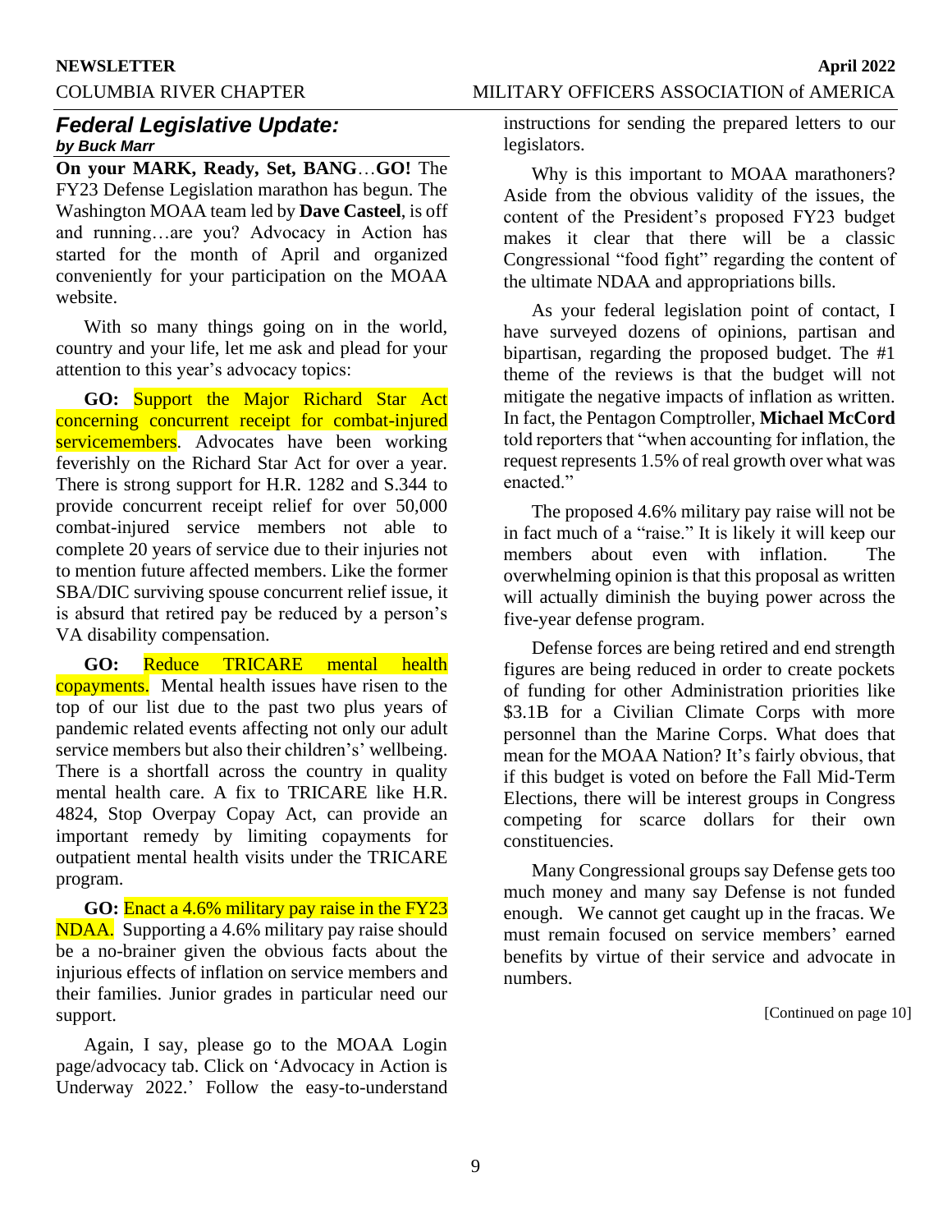## *Federal Legislative Update:*
***by Buck Marr***

**On your MARK, Ready, Set, BANG**…**GO!** The FY23 Defense Legislation marathon has begun. The Washington MOAA team led by **Dave Casteel**, is off and running…are you? Advocacy in Action has started for the month of April and organized conveniently for your participation on the MOAA website.

With so many things going on in the world, country and your life, let me ask and plead for your attention to this year's advocacy topics:

**GO:** Support the Major Richard Star Act concerning concurrent receipt for combat-injured servicemembers. Advocates have been working feverishly on the Richard Star Act for over a year. There is strong support for H.R. 1282 and S.344 to provide concurrent receipt relief for over 50,000 combat-injured service members not able to complete 20 years of service due to their injuries not to mention future affected members. Like the former SBA/DIC surviving spouse concurrent relief issue, it is absurd that retired pay be reduced by a person's VA disability compensation.

**GO:** Reduce TRICARE mental health copayments. Mental health issues have risen to the top of our list due to the past two plus years of pandemic related events affecting not only our adult service members but also their children's' wellbeing. There is a shortfall across the country in quality mental health care. A fix to TRICARE like H.R. 4824, Stop Overpay Copay Act, can provide an important remedy by limiting copayments for outpatient mental health visits under the TRICARE program.

**GO:** Enact a 4.6% military pay raise in the FY23 NDAA. Supporting a 4.6% military pay raise should be a no-brainer given the obvious facts about the injurious effects of inflation on service members and their families. Junior grades in particular need our support.

Again, I say, please go to the MOAA Login page/advocacy tab. Click on 'Advocacy in Action is Underway 2022.' Follow the easy-to-understand instructions for sending the prepared letters to our legislators.

Why is this important to MOAA marathoners? Aside from the obvious validity of the issues, the content of the President's proposed FY23 budget makes it clear that there will be a classic Congressional "food fight" regarding the content of the ultimate NDAA and appropriations bills.

As your federal legislation point of contact, I have surveyed dozens of opinions, partisan and bipartisan, regarding the proposed budget. The #1 theme of the reviews is that the budget will not mitigate the negative impacts of inflation as written. In fact, the Pentagon Comptroller, **Michael McCord** told reporters that "when accounting for inflation, the request represents 1.5% of real growth over what was enacted."

The proposed 4.6% military pay raise will not be in fact much of a "raise." It is likely it will keep our members about even with inflation. The overwhelming opinion is that this proposal as written will actually diminish the buying power across the five-year defense program.

Defense forces are being retired and end strength figures are being reduced in order to create pockets of funding for other Administration priorities like $3.1B for a Civilian Climate Corps with more personnel than the Marine Corps. What does that mean for the MOAA Nation? It's fairly obvious, that if this budget is voted on before the Fall Mid-Term Elections, there will be interest groups in Congress competing for scarce dollars for their own constituencies.

Many Congressional groups say Defense gets too much money and many say Defense is not funded enough. We cannot get caught up in the fracas. We must remain focused on service members' earned benefits by virtue of their service and advocate in numbers.

[Continued on page 10]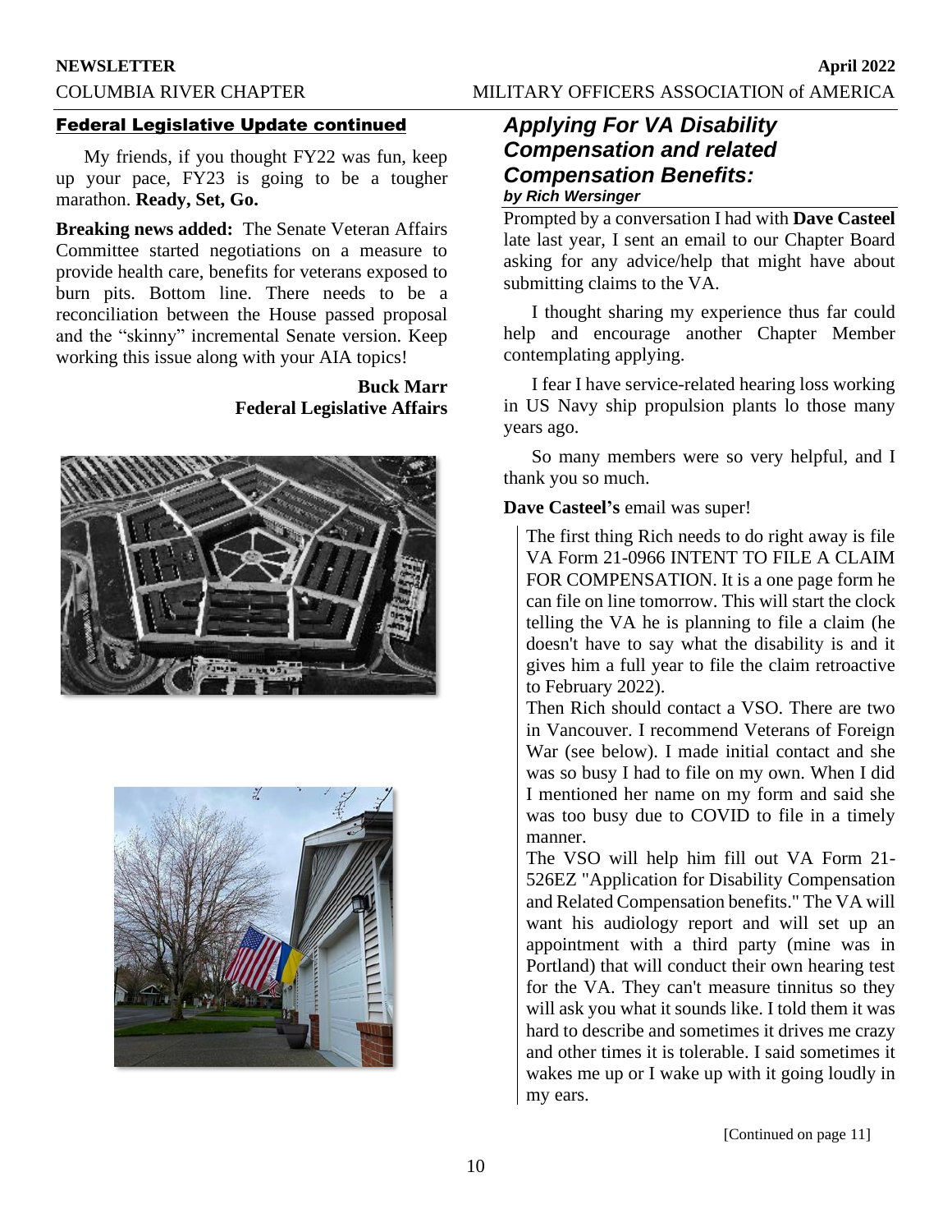## Federal Legislative Update continued

My friends, if you thought FY22 was fun, keep up your pace, FY23 is going to be a tougher marathon. **Ready, Set, Go.**

**Breaking news added:** The Senate Veteran Affairs Committee started negotiations on a measure to provide health care, benefits for veterans exposed to burn pits. Bottom line. There needs to be a reconciliation between the House passed proposal and the "skinny" incremental Senate version. Keep working this issue along with your AIA topics!

**Buck Marr**
**Federal Legislative Affairs**

## *Applying For VA Disability Compensation and related Compensation Benefits:*

***by Rich Wersinger***

Prompted by a conversation I had with **Dave Casteel** late last year, I sent an email to our Chapter Board asking for any advice/help that might have about submitting claims to the VA.

I thought sharing my experience thus far could help and encourage another Chapter Member contemplating applying.

I fear I have service-related hearing loss working in US Navy ship propulsion plants lo those many years ago.

So many members were so very helpful, and I thank you so much.

**Dave Casteel's** email was super!

> The first thing Rich needs to do right away is file VA Form 21-0966 INTENT TO FILE A CLAIM FOR COMPENSATION. It is a one page form he can file on line tomorrow. This will start the clock telling the VA he is planning to file a claim (he doesn't have to say what the disability is and it gives him a full year to file the claim retroactive to February 2022).
>
> Then Rich should contact a VSO. There are two in Vancouver. I recommend Veterans of Foreign War (see below). I made initial contact and she was so busy I had to file on my own. When I did I mentioned her name on my form and said she was too busy due to COVID to file in a timely manner.
>
> The VSO will help him fill out VA Form 21-526EZ "Application for Disability Compensation and Related Compensation benefits." The VA will want his audiology report and will set up an appointment with a third party (mine was in Portland) that will conduct their own hearing test for the VA. They can't measure tinnitus so they will ask you what it sounds like. I told them it was hard to describe and sometimes it drives me crazy and other times it is tolerable. I said sometimes it wakes me up or I wake up with it going loudly in my ears.

[Continued on page 11]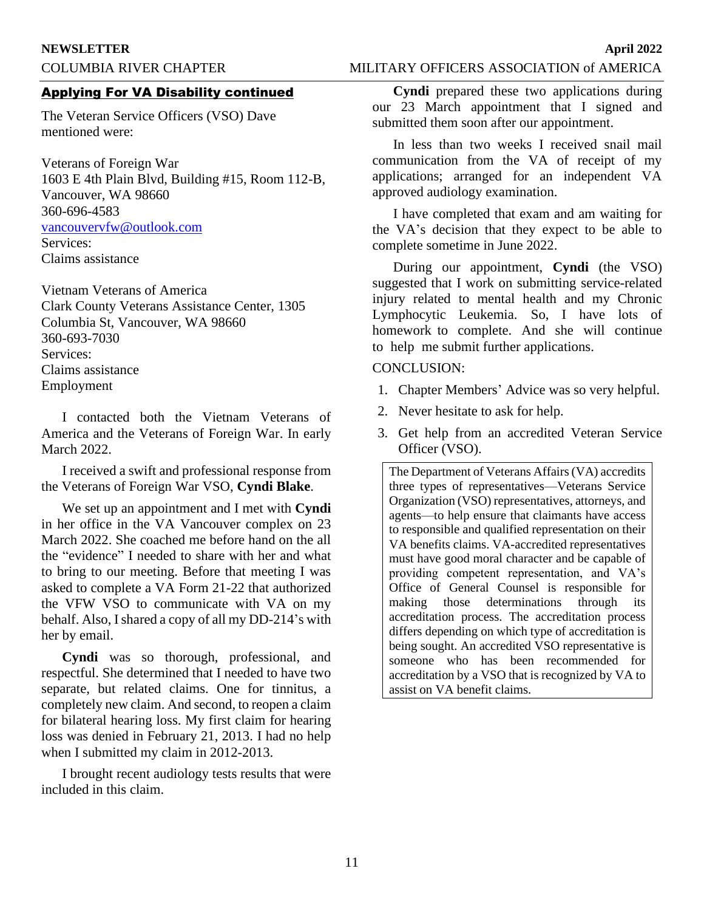## Applying For VA Disability continued

The Veteran Service Officers (VSO) Dave mentioned were:

Veterans of Foreign War
1603 E 4th Plain Blvd, Building #15, Room 112-B, Vancouver, WA 98660
360-696-4583
vancouvervfw@outlook.com
Services:
Claims assistance

Vietnam Veterans of America
Clark County Veterans Assistance Center, 1305 Columbia St, Vancouver, WA 98660
360-693-7030
Services:
Claims assistance
Employment

I contacted both the Vietnam Veterans of America and the Veterans of Foreign War. In early March 2022.

I received a swift and professional response from the Veterans of Foreign War VSO, **Cyndi Blake**.

We set up an appointment and I met with **Cyndi** in her office in the VA Vancouver complex on 23 March 2022. She coached me before hand on the all the "evidence" I needed to share with her and what to bring to our meeting. Before that meeting I was asked to complete a VA Form 21-22 that authorized the VFW VSO to communicate with VA on my behalf. Also, I shared a copy of all my DD-214's with her by email.

**Cyndi** was so thorough, professional, and respectful. She determined that I needed to have two separate, but related claims. One for tinnitus, a completely new claim. And second, to reopen a claim for bilateral hearing loss. My first claim for hearing loss was denied in February 21, 2013. I had no help when I submitted my claim in 2012-2013.

I brought recent audiology tests results that were included in this claim.

**Cyndi** prepared these two applications during our 23 March appointment that I signed and submitted them soon after our appointment.

In less than two weeks I received snail mail communication from the VA of receipt of my applications; arranged for an independent VA approved audiology examination.

I have completed that exam and am waiting for the VA's decision that they expect to be able to complete sometime in June 2022.

During our appointment, **Cyndi** (the VSO) suggested that I work on submitting service-related injury related to mental health and my Chronic Lymphocytic Leukemia. So, I have lots of homework to complete. And she will continue to help me submit further applications.

CONCLUSION:

1. Chapter Members' Advice was so very helpful.
2. Never hesitate to ask for help.
3. Get help from an accredited Veteran Service Officer (VSO).

> The Department of Veterans Affairs (VA) accredits three types of representatives—Veterans Service Organization (VSO) representatives, attorneys, and agents—to help ensure that claimants have access to responsible and qualified representation on their VA benefits claims. VA-accredited representatives must have good moral character and be capable of providing competent representation, and VA's Office of General Counsel is responsible for making those determinations through its accreditation process. The accreditation process differs depending on which type of accreditation is being sought. An accredited VSO representative is someone who has been recommended for accreditation by a VSO that is recognized by VA to assist on VA benefit claims.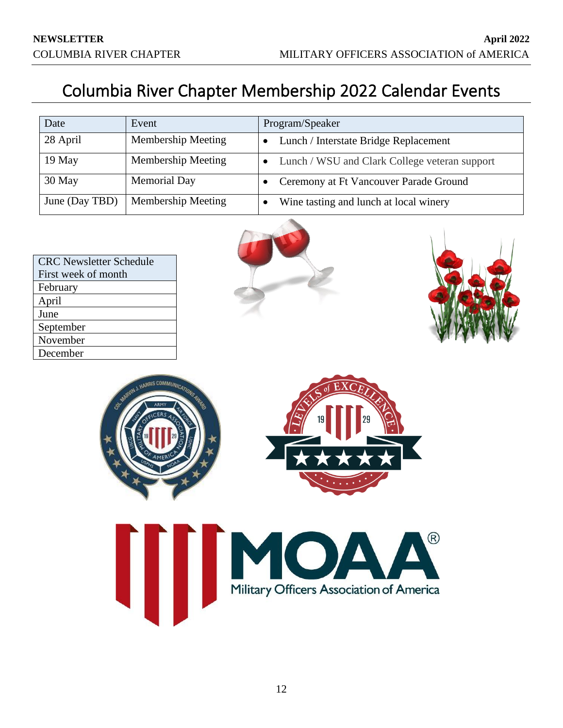# Columbia River Chapter Membership 2022 Calendar Events

| Date | Event | Program/Speaker |
|---|---|---|
| 28 April | Membership Meeting | • Lunch / Interstate Bridge Replacement |
| 19 May | Membership Meeting | • Lunch / WSU and Clark College veteran support |
| 30 May | Memorial Day | • Ceremony at Ft Vancouver Parade Ground |
| June (Day TBD) | Membership Meeting | • Wine tasting and lunch at local winery |

| CRC Newsletter Schedule First week of month |
|---|
| February |
| April |
| June |
| September |
| November |
| December |